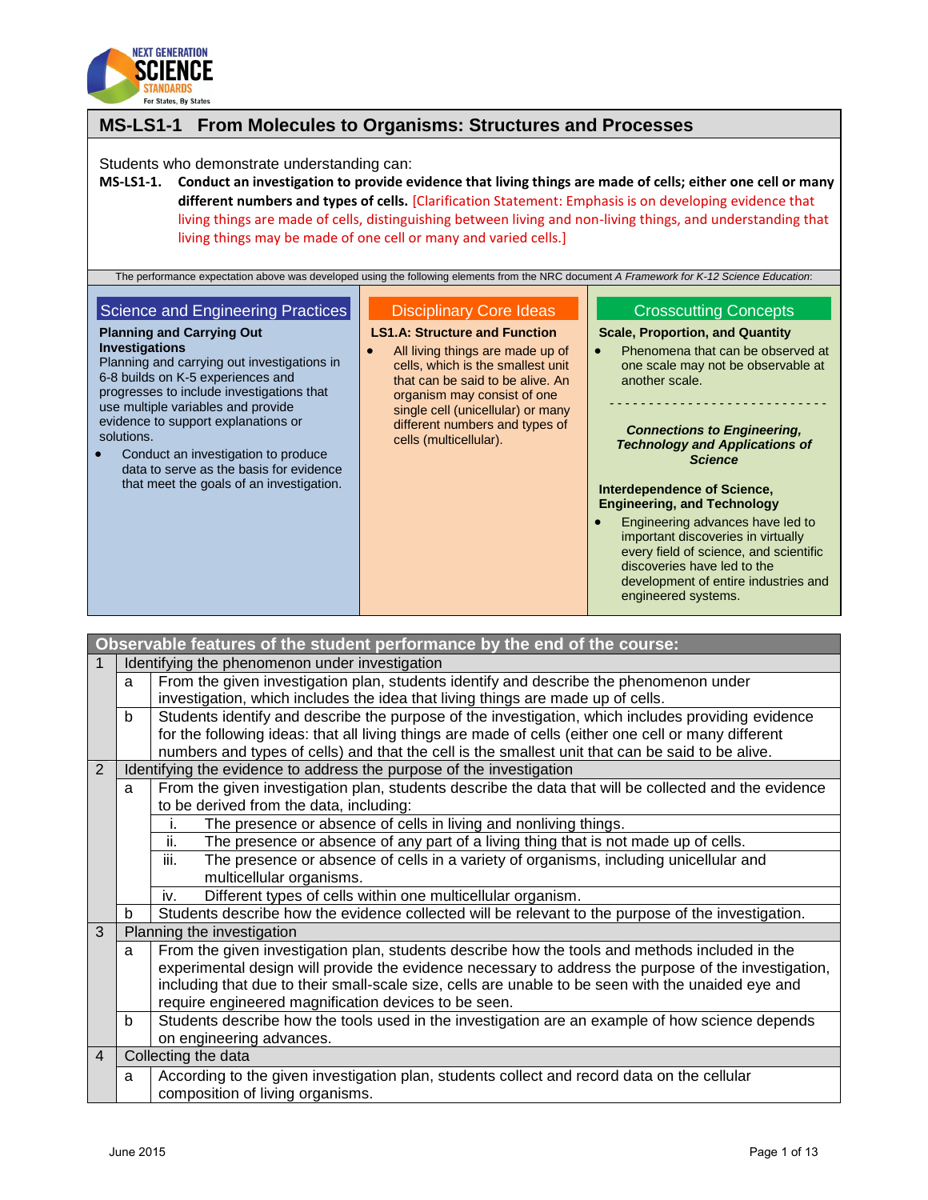# MS-LS1-1 From Molecules to Organisms: Structures and Processes

Students who demonstrate understanding can:

**MS-LS1-1. Conduct an investigation to provide evidence that living things are made of cells; either one cell or many different numbers and types of cells.** [Clarification Statement: Emphasis is on developing evidence that living things are made of cells, distinguishing between living and non-living things, and understanding that living things may be made of one cell or many and varied cells.]

The performance expectation above was developed using the following elements from the NRC document *A Framework for K-12 Science Education*:

## Science and Engineering Practices

**Planning and Carrying Out Investigations**

Planning and carrying out investigations in 6-8 builds on K-5 experiences and progresses to include investigations that use multiple variables and provide evidence to support explanations or solutions.

- Conduct an investigation to produce data to serve as the basis for evidence that meet the goals of an investigation.

## Disciplinary Core Ideas

**LS1.A: Structure and Function**

- All living things are made up of cells, which is the smallest unit that can be said to be alive. An organism may consist of one single cell (unicellular) or many different numbers and types of cells (multicellular).

## Crosscutting Concepts

**Scale, Proportion, and Quantity**

- Phenomena that can be observed at one scale may not be observable at another scale.

---

***Connections to Engineering, Technology and Applications of Science***

**Interdependence of Science, Engineering, and Technology**

- Engineering advances have led to important discoveries in virtually every field of science, and scientific discoveries have led to the development of entire industries and engineered systems.

| **Observable features of the student performance by the end of the course:** | | | |
|---|---|---|---|
| 1 | Identifying the phenomenon under investigation | | |
| | a | From the given investigation plan, students identify and describe the phenomenon under investigation, which includes the idea that living things are made up of cells. | |
| | b | Students identify and describe the purpose of the investigation, which includes providing evidence for the following ideas: that all living things are made of cells (either one cell or many different numbers and types of cells) and that the cell is the smallest unit that can be said to be alive. | |
| 2 | Identifying the evidence to address the purpose of the investigation | | |
| | a | From the given investigation plan, students describe the data that will be collected and the evidence to be derived from the data, including: | |
| | | i. | The presence or absence of cells in living and nonliving things. |
| | | ii. | The presence or absence of any part of a living thing that is not made up of cells. |
| | | iii. | The presence or absence of cells in a variety of organisms, including unicellular and multicellular organisms. |
| | | iv. | Different types of cells within one multicellular organism. |
| | b | Students describe how the evidence collected will be relevant to the purpose of the investigation. | |
| 3 | Planning the investigation | | |
| | a | From the given investigation plan, students describe how the tools and methods included in the experimental design will provide the evidence necessary to address the purpose of the investigation, including that due to their small-scale size, cells are unable to be seen with the unaided eye and require engineered magnification devices to be seen. | |
| | b | Students describe how the tools used in the investigation are an example of how science depends on engineering advances. | |
| 4 | Collecting the data | | |
| | a | According to the given investigation plan, students collect and record data on the cellular composition of living organisms. | |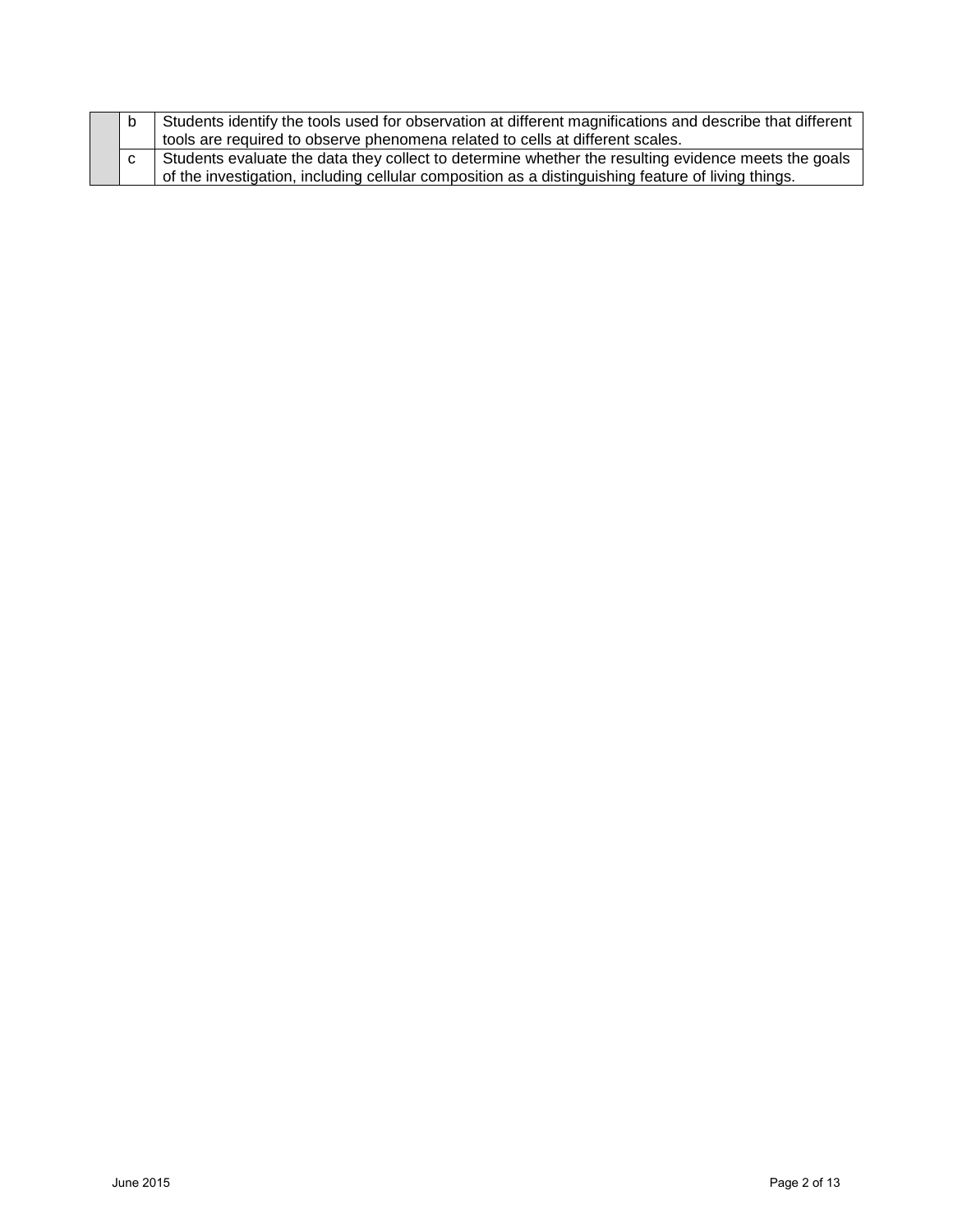| | | |
|---|---|---|
| | b | Students identify the tools used for observation at different magnifications and describe that different tools are required to observe phenomena related to cells at different scales. |
| | c | Students evaluate the data they collect to determine whether the resulting evidence meets the goals of the investigation, including cellular composition as a distinguishing feature of living things. |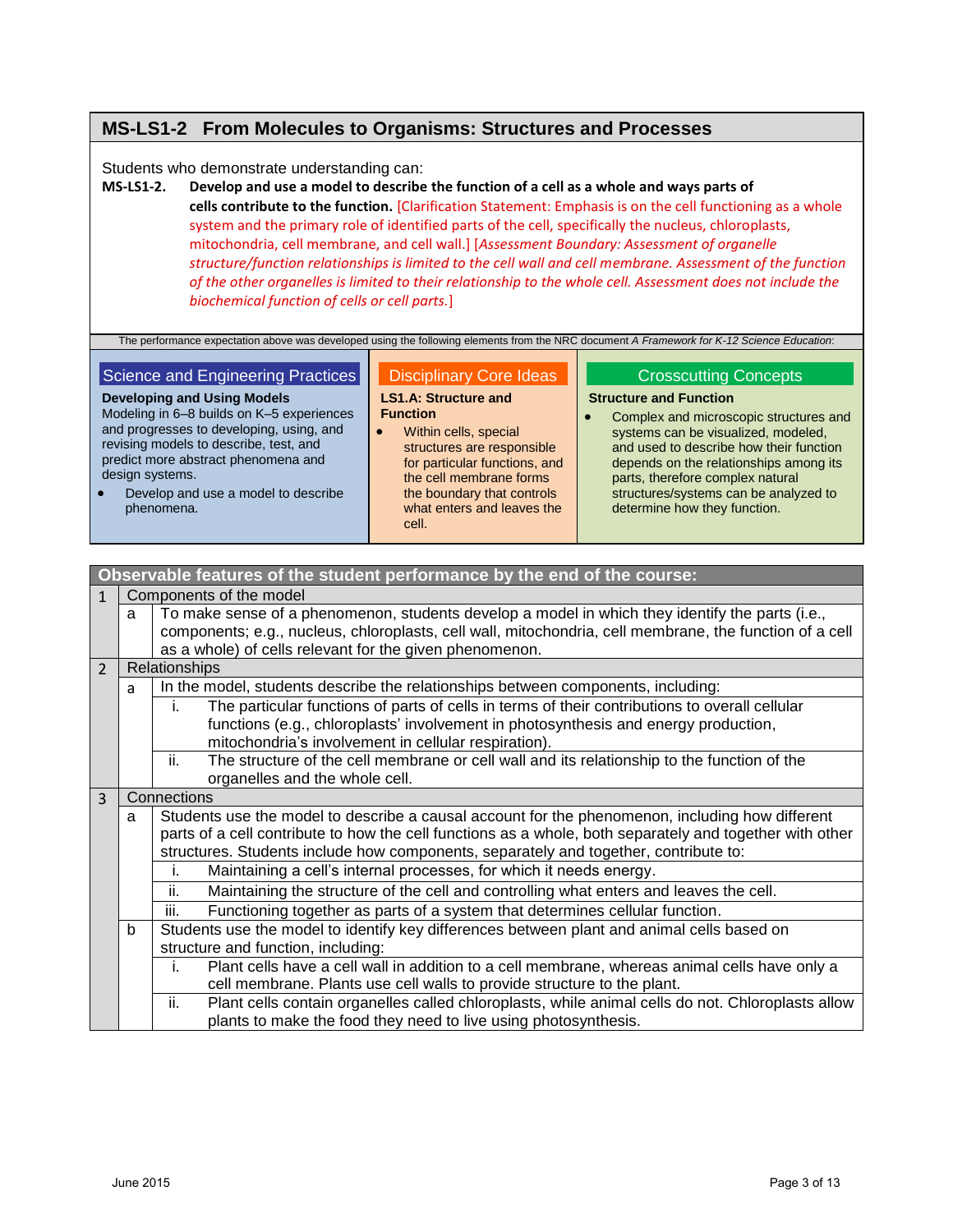## MS-LS1-2 From Molecules to Organisms: Structures and Processes

Students who demonstrate understanding can:

**MS-LS1-2. Develop and use a model to describe the function of a cell as a whole and ways parts of cells contribute to the function.** [Clarification Statement: Emphasis is on the cell functioning as a whole system and the primary role of identified parts of the cell, specifically the nucleus, chloroplasts, mitochondria, cell membrane, and cell wall.] [*Assessment Boundary: Assessment of organelle structure/function relationships is limited to the cell wall and cell membrane. Assessment of the function of the other organelles is limited to their relationship to the whole cell. Assessment does not include the biochemical function of cells or cell parts.*]

The performance expectation above was developed using the following elements from the NRC document *A Framework for K-12 Science Education*:

### Science and Engineering Practices

**Developing and Using Models**
Modeling in 6–8 builds on K–5 experiences and progresses to developing, using, and revising models to describe, test, and predict more abstract phenomena and design systems.

- Develop and use a model to describe phenomena.

### Disciplinary Core Ideas

**LS1.A: Structure and Function**

- Within cells, special structures are responsible for particular functions, and the cell membrane forms the boundary that controls what enters and leaves the cell.

### Crosscutting Concepts

**Structure and Function**

- Complex and microscopic structures and systems can be visualized, modeled, and used to describe how their function depends on the relationships among its parts, therefore complex natural structures/systems can be analyzed to determine how they function.

| Observable features of the student performance by the end of the course: | | | |
|---|---|---|---|
| 1 | Components of the model | | |
| | a | To make sense of a phenomenon, students develop a model in which they identify the parts (i.e., components; e.g., nucleus, chloroplasts, cell wall, mitochondria, cell membrane, the function of a cell as a whole) of cells relevant for the given phenomenon. | |
| 2 | Relationships | | |
| | a | In the model, students describe the relationships between components, including: | |
| | | i. | The particular functions of parts of cells in terms of their contributions to overall cellular functions (e.g., chloroplasts' involvement in photosynthesis and energy production, mitochondria's involvement in cellular respiration). |
| | | ii. | The structure of the cell membrane or cell wall and its relationship to the function of the organelles and the whole cell. |
| 3 | Connections | | |
| | a | Students use the model to describe a causal account for the phenomenon, including how different parts of a cell contribute to how the cell functions as a whole, both separately and together with other structures. Students include how components, separately and together, contribute to: | |
| | | i. | Maintaining a cell's internal processes, for which it needs energy. |
| | | ii. | Maintaining the structure of the cell and controlling what enters and leaves the cell. |
| | | iii. | Functioning together as parts of a system that determines cellular function. |
| | b | Students use the model to identify key differences between plant and animal cells based on structure and function, including: | |
| | | i. | Plant cells have a cell wall in addition to a cell membrane, whereas animal cells have only a cell membrane. Plants use cell walls to provide structure to the plant. |
| | | ii. | Plant cells contain organelles called chloroplasts, while animal cells do not. Chloroplasts allow plants to make the food they need to live using photosynthesis. |

June 2015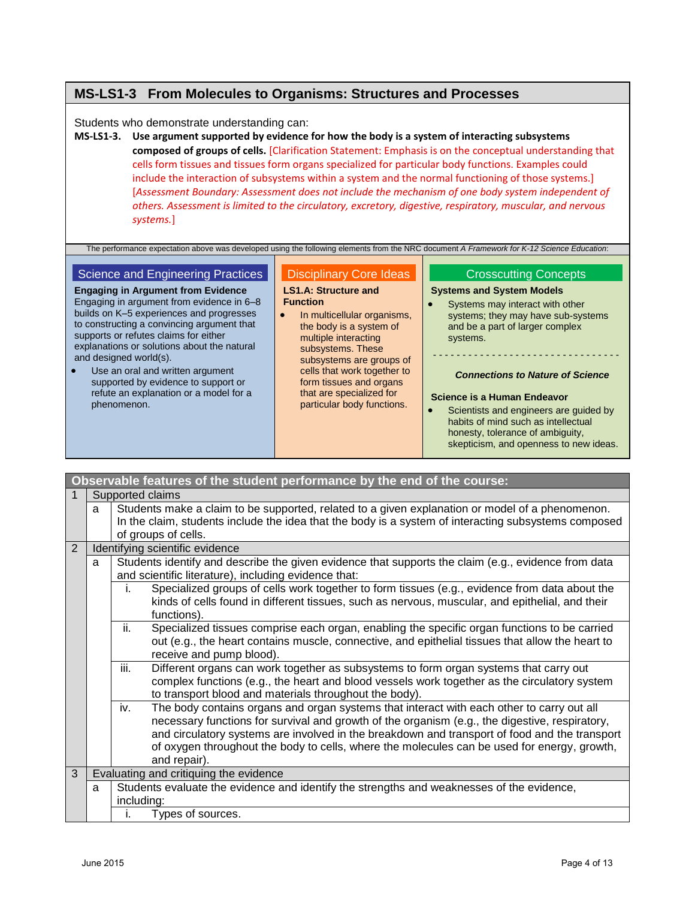## MS-LS1-3 From Molecules to Organisms: Structures and Processes

Students who demonstrate understanding can:

**MS-LS1-3. Use argument supported by evidence for how the body is a system of interacting subsystems composed of groups of cells.** [Clarification Statement: Emphasis is on the conceptual understanding that cells form tissues and tissues form organs specialized for particular body functions. Examples could include the interaction of subsystems within a system and the normal functioning of those systems.] *[Assessment Boundary: Assessment does not include the mechanism of one body system independent of others. Assessment is limited to the circulatory, excretory, digestive, respiratory, muscular, and nervous systems.]*

The performance expectation above was developed using the following elements from the NRC document *A Framework for K-12 Science Education*:

### Science and Engineering Practices

**Engaging in Argument from Evidence**

Engaging in argument from evidence in 6–8 builds on K–5 experiences and progresses to constructing a convincing argument that supports or refutes claims for either explanations or solutions about the natural and designed world(s).

- Use an oral and written argument supported by evidence to support or refute an explanation or a model for a phenomenon.

### Disciplinary Core Ideas

**LS1.A: Structure and Function**

- In multicellular organisms, the body is a system of multiple interacting subsystems. These subsystems are groups of cells that work together to form tissues and organs that are specialized for particular body functions.

### Crosscutting Concepts

**Systems and System Models**

- Systems may interact with other systems; they may have sub-systems and be a part of larger complex systems.

---

***Connections to Nature of Science***

**Science is a Human Endeavor**

- Scientists and engineers are guided by habits of mind such as intellectual honesty, tolerance of ambiguity, skepticism, and openness to new ideas.

| **Observable features of the student performance by the end of the course:** | | |
|---|---|---|
| 1 | Supported claims | |
| | a | Students make a claim to be supported, related to a given explanation or model of a phenomenon. In the claim, students include the idea that the body is a system of interacting subsystems composed of groups of cells. |
| 2 | Identifying scientific evidence | |
| | a | Students identify and describe the given evidence that supports the claim (e.g., evidence from data and scientific literature), including evidence that: |
| | | i. Specialized groups of cells work together to form tissues (e.g., evidence from data about the kinds of cells found in different tissues, such as nervous, muscular, and epithelial, and their functions). |
| | | ii. Specialized tissues comprise each organ, enabling the specific organ functions to be carried out (e.g., the heart contains muscle, connective, and epithelial tissues that allow the heart to receive and pump blood). |
| | | iii. Different organs can work together as subsystems to form organ systems that carry out complex functions (e.g., the heart and blood vessels work together as the circulatory system to transport blood and materials throughout the body). |
| | | iv. The body contains organs and organ systems that interact with each other to carry out all necessary functions for survival and growth of the organism (e.g., the digestive, respiratory, and circulatory systems are involved in the breakdown and transport of food and the transport of oxygen throughout the body to cells, where the molecules can be used for energy, growth, and repair). |
| 3 | Evaluating and critiquing the evidence | |
| | a | Students evaluate the evidence and identify the strengths and weaknesses of the evidence, including: |
| | | i. Types of sources. |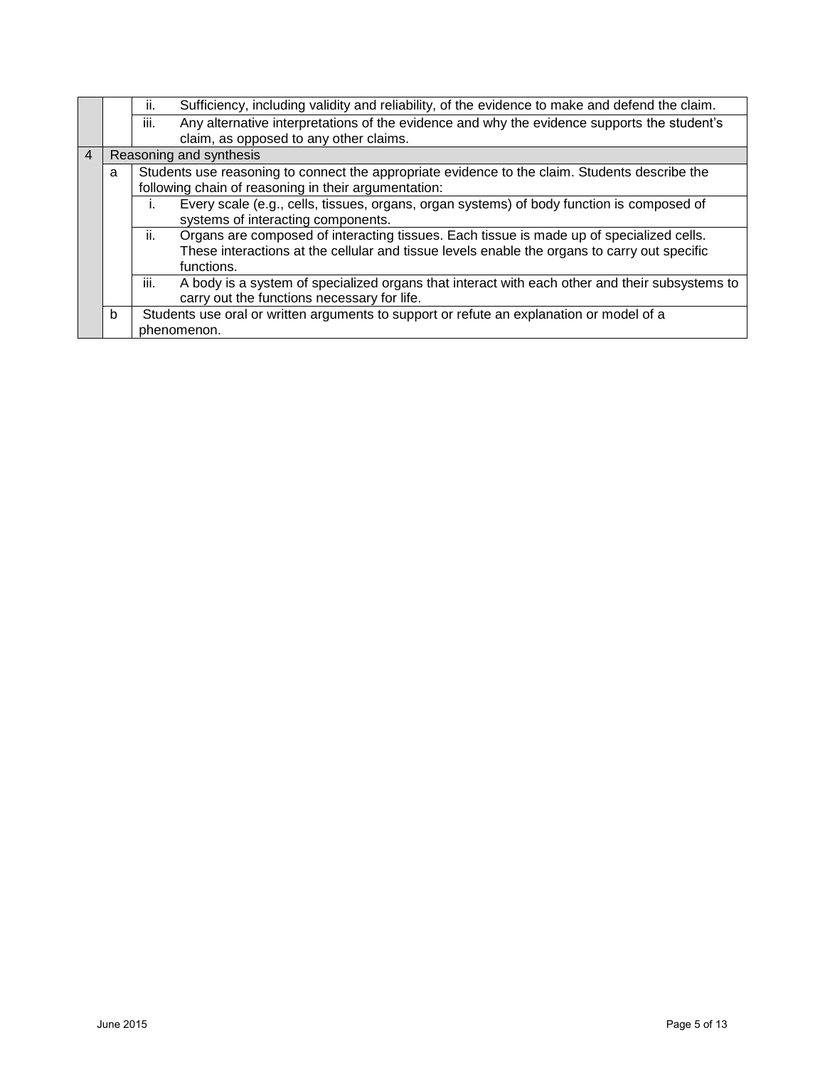| | | | |
|---|---|---|---|
| | | ii. | Sufficiency, including validity and reliability, of the evidence to make and defend the claim. |
| | | iii. | Any alternative interpretations of the evidence and why the evidence supports the student's claim, as opposed to any other claims. |
| 4 | Reasoning and synthesis | | |
| | a | Students use reasoning to connect the appropriate evidence to the claim. Students describe the following chain of reasoning in their argumentation: | |
| | | i. | Every scale (e.g., cells, tissues, organs, organ systems) of body function is composed of systems of interacting components. |
| | | ii. | Organs are composed of interacting tissues. Each tissue is made up of specialized cells. These interactions at the cellular and tissue levels enable the organs to carry out specific functions. |
| | | iii. | A body is a system of specialized organs that interact with each other and their subsystems to carry out the functions necessary for life. |
| | b | Students use oral or written arguments to support or refute an explanation or model of a phenomenon. | |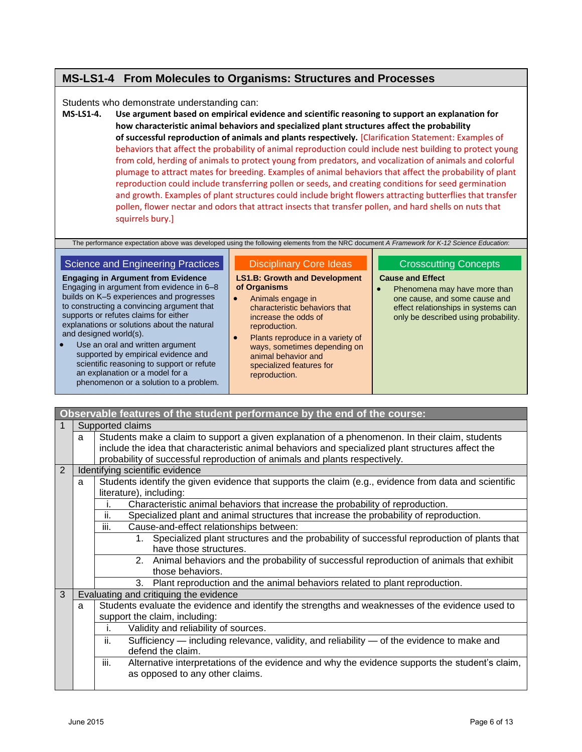## MS-LS1-4 From Molecules to Organisms: Structures and Processes

Students who demonstrate understanding can:

**MS-LS1-4. Use argument based on empirical evidence and scientific reasoning to support an explanation for how characteristic animal behaviors and specialized plant structures affect the probability of successful reproduction of animals and plants respectively.** [Clarification Statement: Examples of behaviors that affect the probability of animal reproduction could include nest building to protect young from cold, herding of animals to protect young from predators, and vocalization of animals and colorful plumage to attract mates for breeding. Examples of animal behaviors that affect the probability of plant reproduction could include transferring pollen or seeds, and creating conditions for seed germination and growth. Examples of plant structures could include bright flowers attracting butterflies that transfer pollen, flower nectar and odors that attract insects that transfer pollen, and hard shells on nuts that squirrels bury.]

The performance expectation above was developed using the following elements from the NRC document *A Framework for K-12 Science Education*:

### Science and Engineering Practices

**Engaging in Argument from Evidence**

Engaging in argument from evidence in 6–8 builds on K–5 experiences and progresses to constructing a convincing argument that supports or refutes claims for either explanations or solutions about the natural and designed world(s).

- Use an oral and written argument supported by empirical evidence and scientific reasoning to support or refute an explanation or a model for a phenomenon or a solution to a problem.

### Disciplinary Core Ideas

**LS1.B: Growth and Development of Organisms**

- Animals engage in characteristic behaviors that increase the odds of reproduction.
- Plants reproduce in a variety of ways, sometimes depending on animal behavior and specialized features for reproduction.

### Crosscutting Concepts

**Cause and Effect**

- Phenomena may have more than one cause, and some cause and effect relationships in systems can only be described using probability.

| Observable features of the student performance by the end of the course: | | | |
|---|---|---|---|
| 1 | Supported claims | | |
| | a | Students make a claim to support a given explanation of a phenomenon. In their claim, students include the idea that characteristic animal behaviors and specialized plant structures affect the probability of successful reproduction of animals and plants respectively. | |
| 2 | Identifying scientific evidence | | |
| | a | Students identify the given evidence that supports the claim (e.g., evidence from data and scientific literature), including: | |
| | | i. | Characteristic animal behaviors that increase the probability of reproduction. |
| | | ii. | Specialized plant and animal structures that increase the probability of reproduction. |
| | | iii. | Cause-and-effect relationships between: |
| | | | 1. Specialized plant structures and the probability of successful reproduction of plants that have those structures. |
| | | | 2. Animal behaviors and the probability of successful reproduction of animals that exhibit those behaviors. |
| | | | 3. Plant reproduction and the animal behaviors related to plant reproduction. |
| 3 | Evaluating and critiquing the evidence | | |
| | a | Students evaluate the evidence and identify the strengths and weaknesses of the evidence used to support the claim, including: | |
| | | i. | Validity and reliability of sources. |
| | | ii. | Sufficiency — including relevance, validity, and reliability — of the evidence to make and defend the claim. |
| | | iii. | Alternative interpretations of the evidence and why the evidence supports the student's claim, as opposed to any other claims. |

June 2015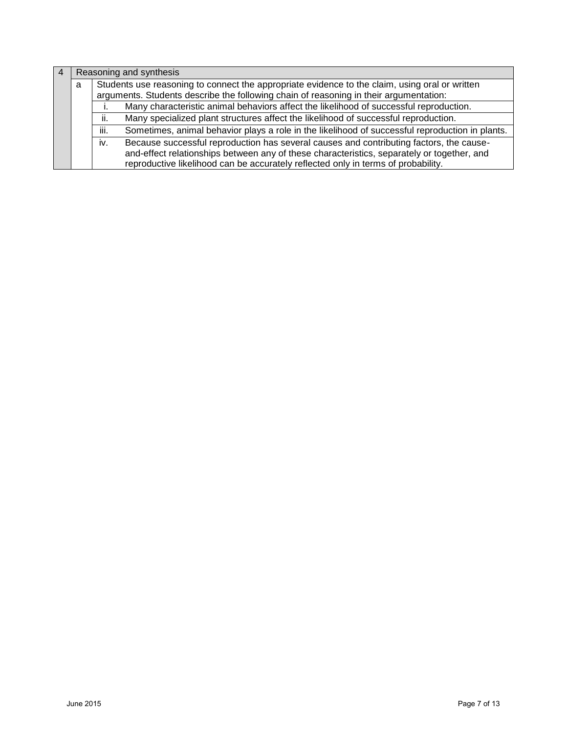| 4 | Reasoning and synthesis | | |
|---|---|---|---|
| | a | Students use reasoning to connect the appropriate evidence to the claim, using oral or written arguments. Students describe the following chain of reasoning in their argumentation: | |
| | | i. | Many characteristic animal behaviors affect the likelihood of successful reproduction. |
| | | ii. | Many specialized plant structures affect the likelihood of successful reproduction. |
| | | iii. | Sometimes, animal behavior plays a role in the likelihood of successful reproduction in plants. |
| | | iv. | Because successful reproduction has several causes and contributing factors, the cause-and-effect relationships between any of these characteristics, separately or together, and reproductive likelihood can be accurately reflected only in terms of probability. |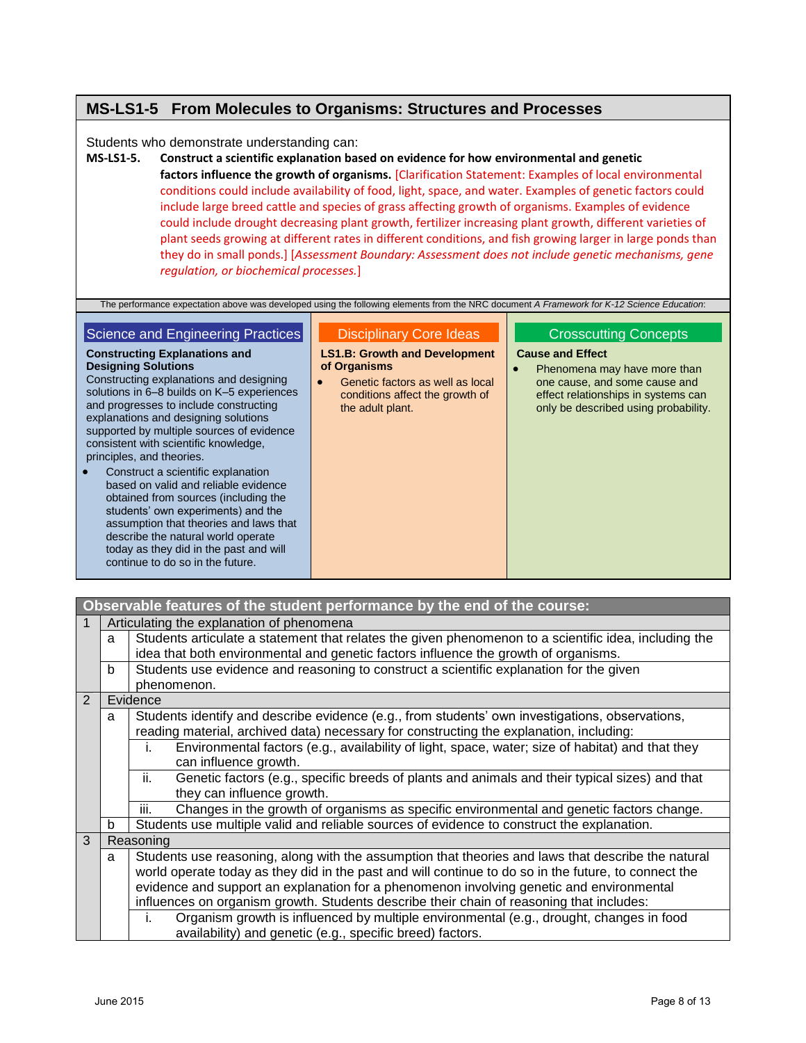## MS-LS1-5 From Molecules to Organisms: Structures and Processes

Students who demonstrate understanding can:

**MS-LS1-5. Construct a scientific explanation based on evidence for how environmental and genetic factors influence the growth of organisms.** [Clarification Statement: Examples of local environmental conditions could include availability of food, light, space, and water. Examples of genetic factors could include large breed cattle and species of grass affecting growth of organisms. Examples of evidence could include drought decreasing plant growth, fertilizer increasing plant growth, different varieties of plant seeds growing at different rates in different conditions, and fish growing larger in large ponds than they do in small ponds.] [*Assessment Boundary: Assessment does not include genetic mechanisms, gene regulation, or biochemical processes.*]

The performance expectation above was developed using the following elements from the NRC document *A Framework for K-12 Science Education*:

### Science and Engineering Practices

**Constructing Explanations and Designing Solutions**

Constructing explanations and designing solutions in 6–8 builds on K–5 experiences and progresses to include constructing explanations and designing solutions supported by multiple sources of evidence consistent with scientific knowledge, principles, and theories.

- Construct a scientific explanation based on valid and reliable evidence obtained from sources (including the students' own experiments) and the assumption that theories and laws that describe the natural world operate today as they did in the past and will continue to do so in the future.

### Disciplinary Core Ideas

**LS1.B: Growth and Development of Organisms**

- Genetic factors as well as local conditions affect the growth of the adult plant.

### Crosscutting Concepts

**Cause and Effect**

- Phenomena may have more than one cause, and some cause and effect relationships in systems can only be described using probability.

| Observable features of the student performance by the end of the course: | | | |
|---|---|---|---|
| 1 | Articulating the explanation of phenomena | | |
| | a | Students articulate a statement that relates the given phenomenon to a scientific idea, including the idea that both environmental and genetic factors influence the growth of organisms. | |
| | b | Students use evidence and reasoning to construct a scientific explanation for the given phenomenon. | |
| 2 | Evidence | | |
| | a | Students identify and describe evidence (e.g., from students' own investigations, observations, reading material, archived data) necessary for constructing the explanation, including: | |
| | | i. | Environmental factors (e.g., availability of light, space, water; size of habitat) and that they can influence growth. |
| | | ii. | Genetic factors (e.g., specific breeds of plants and animals and their typical sizes) and that they can influence growth. |
| | | iii. | Changes in the growth of organisms as specific environmental and genetic factors change. |
| | b | Students use multiple valid and reliable sources of evidence to construct the explanation. | |
| 3 | Reasoning | | |
| | a | Students use reasoning, along with the assumption that theories and laws that describe the natural world operate today as they did in the past and will continue to do so in the future, to connect the evidence and support an explanation for a phenomenon involving genetic and environmental influences on organism growth. Students describe their chain of reasoning that includes: | |
| | | i. | Organism growth is influenced by multiple environmental (e.g., drought, changes in food availability) and genetic (e.g., specific breed) factors. |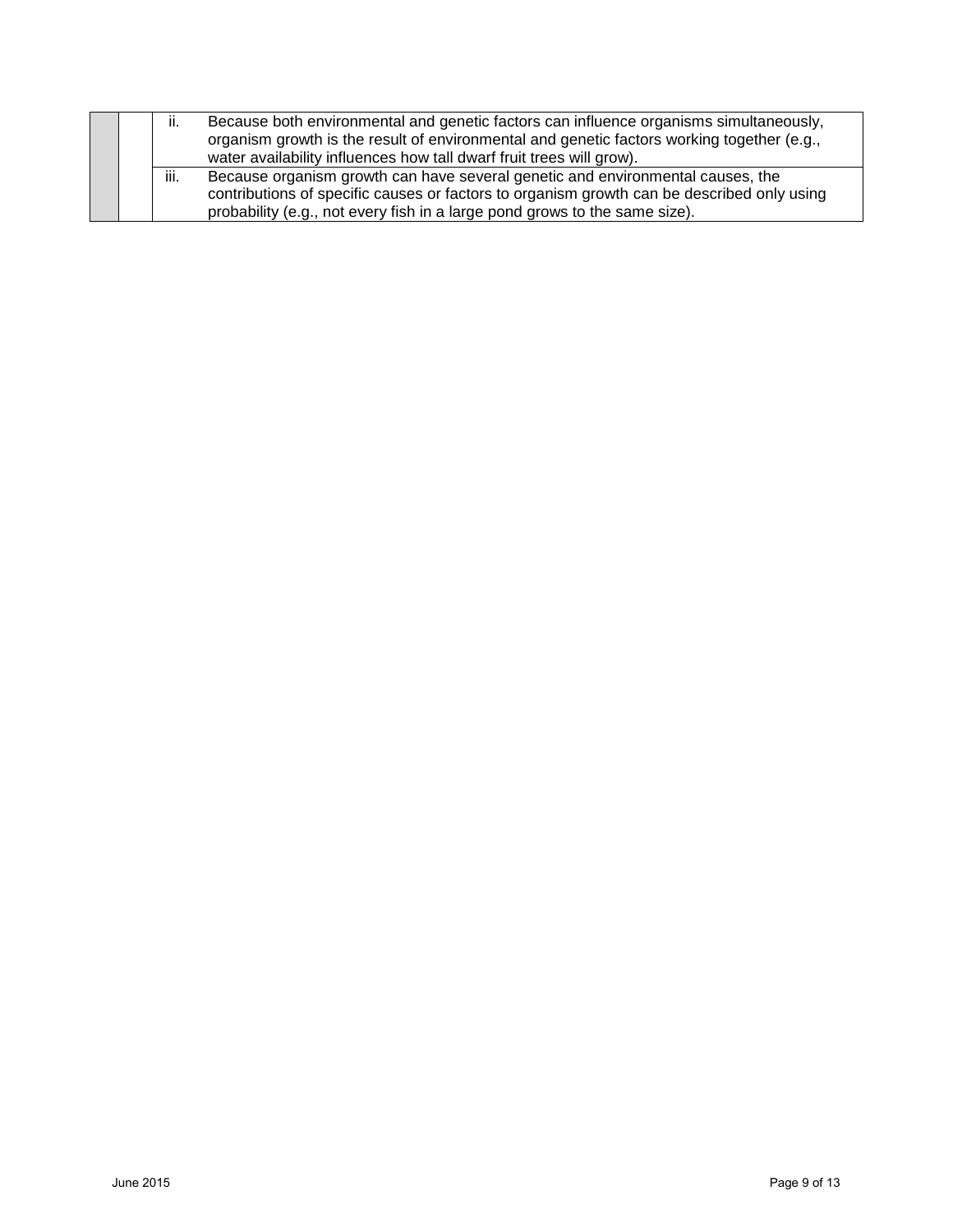| | | | |
|---|---|---|---|
| | | ii. | Because both environmental and genetic factors can influence organisms simultaneously, organism growth is the result of environmental and genetic factors working together (e.g., water availability influences how tall dwarf fruit trees will grow). |
| | | iii. | Because organism growth can have several genetic and environmental causes, the contributions of specific causes or factors to organism growth can be described only using probability (e.g., not every fish in a large pond grows to the same size). |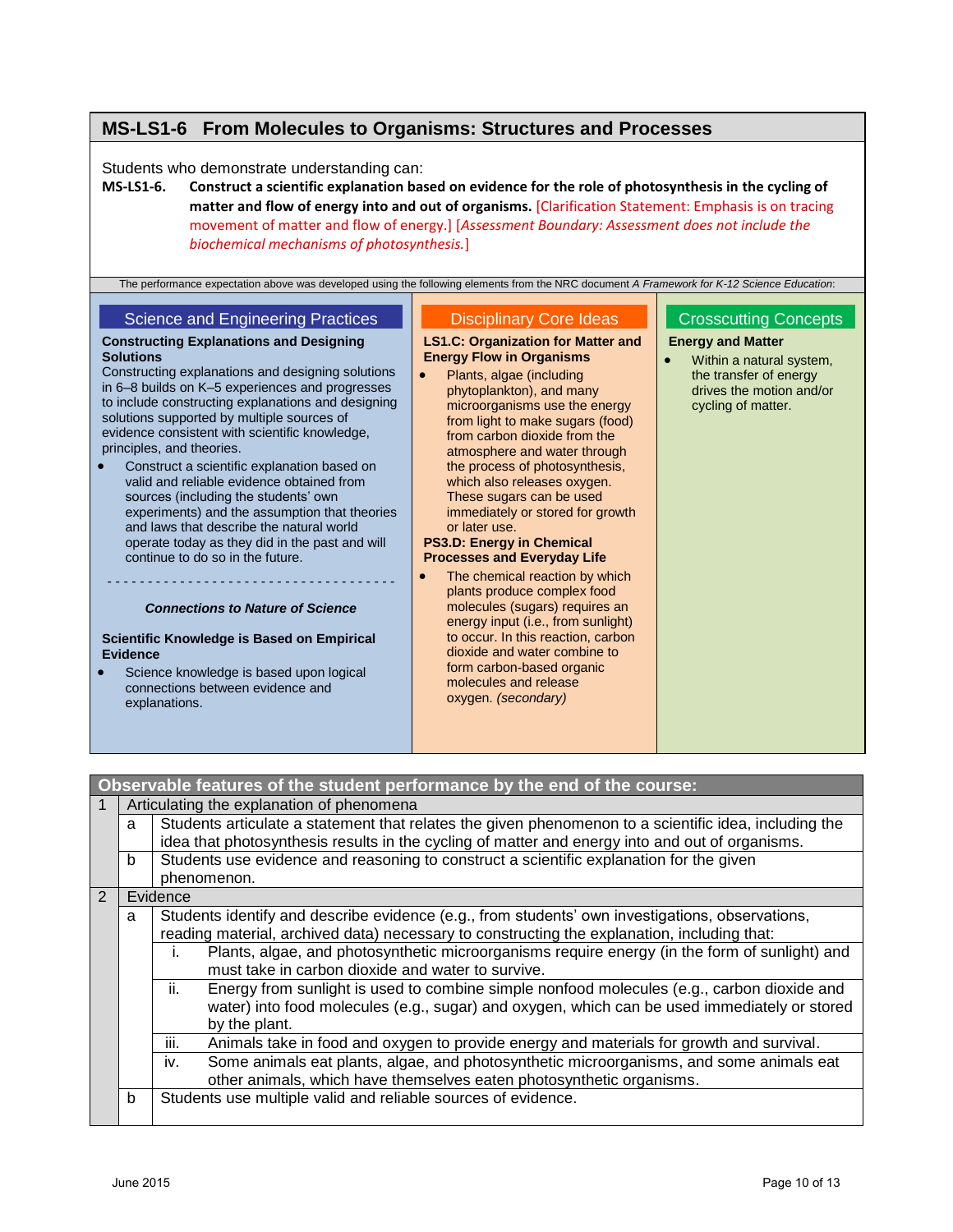## MS-LS1-6 From Molecules to Organisms: Structures and Processes

Students who demonstrate understanding can:

**MS-LS1-6. Construct a scientific explanation based on evidence for the role of photosynthesis in the cycling of matter and flow of energy into and out of organisms.** [Clarification Statement: Emphasis is on tracing movement of matter and flow of energy.] [*Assessment Boundary: Assessment does not include the biochemical mechanisms of photosynthesis.*]

The performance expectation above was developed using the following elements from the NRC document *A Framework for K-12 Science Education*:

### Science and Engineering Practices

**Constructing Explanations and Designing Solutions**

Constructing explanations and designing solutions in 6–8 builds on K–5 experiences and progresses to include constructing explanations and designing solutions supported by multiple sources of evidence consistent with scientific knowledge, principles, and theories.

- Construct a scientific explanation based on valid and reliable evidence obtained from sources (including the students' own experiments) and the assumption that theories and laws that describe the natural world operate today as they did in the past and will continue to do so in the future.

- - - - - - - - - - - - - - - - - - - - - - - - - - - - - - - - - - - -

***Connections to Nature of Science***

**Scientific Knowledge is Based on Empirical Evidence**

- Science knowledge is based upon logical connections between evidence and explanations.

### Disciplinary Core Ideas

**LS1.C: Organization for Matter and Energy Flow in Organisms**

- Plants, algae (including phytoplankton), and many microorganisms use the energy from light to make sugars (food) from carbon dioxide from the atmosphere and water through the process of photosynthesis, which also releases oxygen. These sugars can be used immediately or stored for growth or later use.

**PS3.D: Energy in Chemical Processes and Everyday Life**

- The chemical reaction by which plants produce complex food molecules (sugars) requires an energy input (i.e., from sunlight) to occur. In this reaction, carbon dioxide and water combine to form carbon-based organic molecules and release oxygen. *(secondary)*

### Crosscutting Concepts

**Energy and Matter**

- Within a natural system, the transfer of energy drives the motion and/or cycling of matter.

| Observable features of the student performance by the end of the course: | | | |
|---|---|---|---|
| 1 | Articulating the explanation of phenomena | | |
| | a | Students articulate a statement that relates the given phenomenon to a scientific idea, including the idea that photosynthesis results in the cycling of matter and energy into and out of organisms. | |
| | b | Students use evidence and reasoning to construct a scientific explanation for the given phenomenon. | |
| 2 | Evidence | | |
| | a | Students identify and describe evidence (e.g., from students' own investigations, observations, reading material, archived data) necessary to constructing the explanation, including that: | |
| | | i. | Plants, algae, and photosynthetic microorganisms require energy (in the form of sunlight) and must take in carbon dioxide and water to survive. |
| | | ii. | Energy from sunlight is used to combine simple nonfood molecules (e.g., carbon dioxide and water) into food molecules (e.g., sugar) and oxygen, which can be used immediately or stored by the plant. |
| | | iii. | Animals take in food and oxygen to provide energy and materials for growth and survival. |
| | | iv. | Some animals eat plants, algae, and photosynthetic microorganisms, and some animals eat other animals, which have themselves eaten photosynthetic organisms. |
| | b | Students use multiple valid and reliable sources of evidence. | |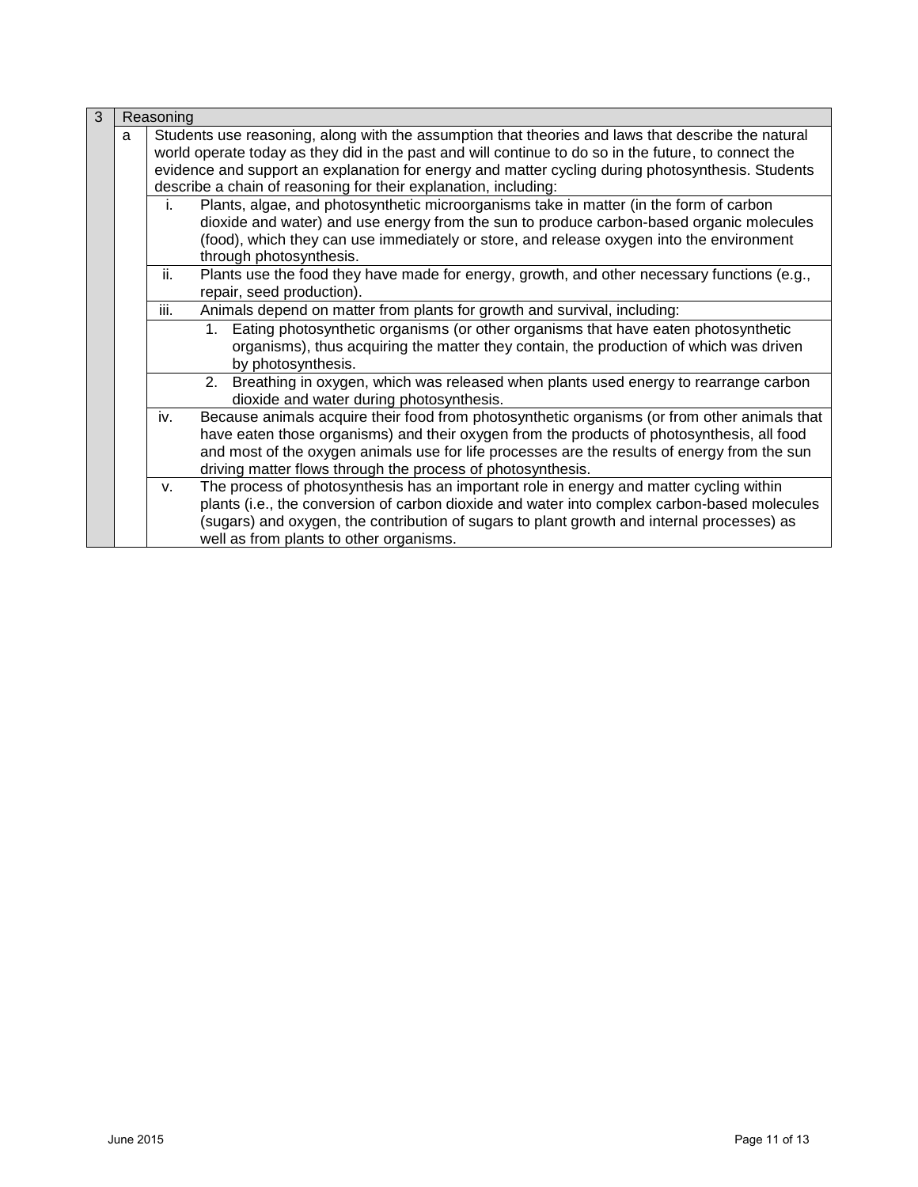| 3 | Reasoning | | |
|---|---|---|---|
| | a | Students use reasoning, along with the assumption that theories and laws that describe the natural world operate today as they did in the past and will continue to do so in the future, to connect the evidence and support an explanation for energy and matter cycling during photosynthesis. Students describe a chain of reasoning for their explanation, including: | |
| | | i. | Plants, algae, and photosynthetic microorganisms take in matter (in the form of carbon dioxide and water) and use energy from the sun to produce carbon-based organic molecules (food), which they can use immediately or store, and release oxygen into the environment through photosynthesis. |
| | | ii. | Plants use the food they have made for energy, growth, and other necessary functions (e.g., repair, seed production). |
| | | iii. | Animals depend on matter from plants for growth and survival, including: |
| | | | 1. Eating photosynthetic organisms (or other organisms that have eaten photosynthetic organisms), thus acquiring the matter they contain, the production of which was driven by photosynthesis. |
| | | | 2. Breathing in oxygen, which was released when plants used energy to rearrange carbon dioxide and water during photosynthesis. |
| | | iv. | Because animals acquire their food from photosynthetic organisms (or from other animals that have eaten those organisms) and their oxygen from the products of photosynthesis, all food and most of the oxygen animals use for life processes are the results of energy from the sun driving matter flows through the process of photosynthesis. |
| | | v. | The process of photosynthesis has an important role in energy and matter cycling within plants (i.e., the conversion of carbon dioxide and water into complex carbon-based molecules (sugars) and oxygen, the contribution of sugars to plant growth and internal processes) as well as from plants to other organisms. |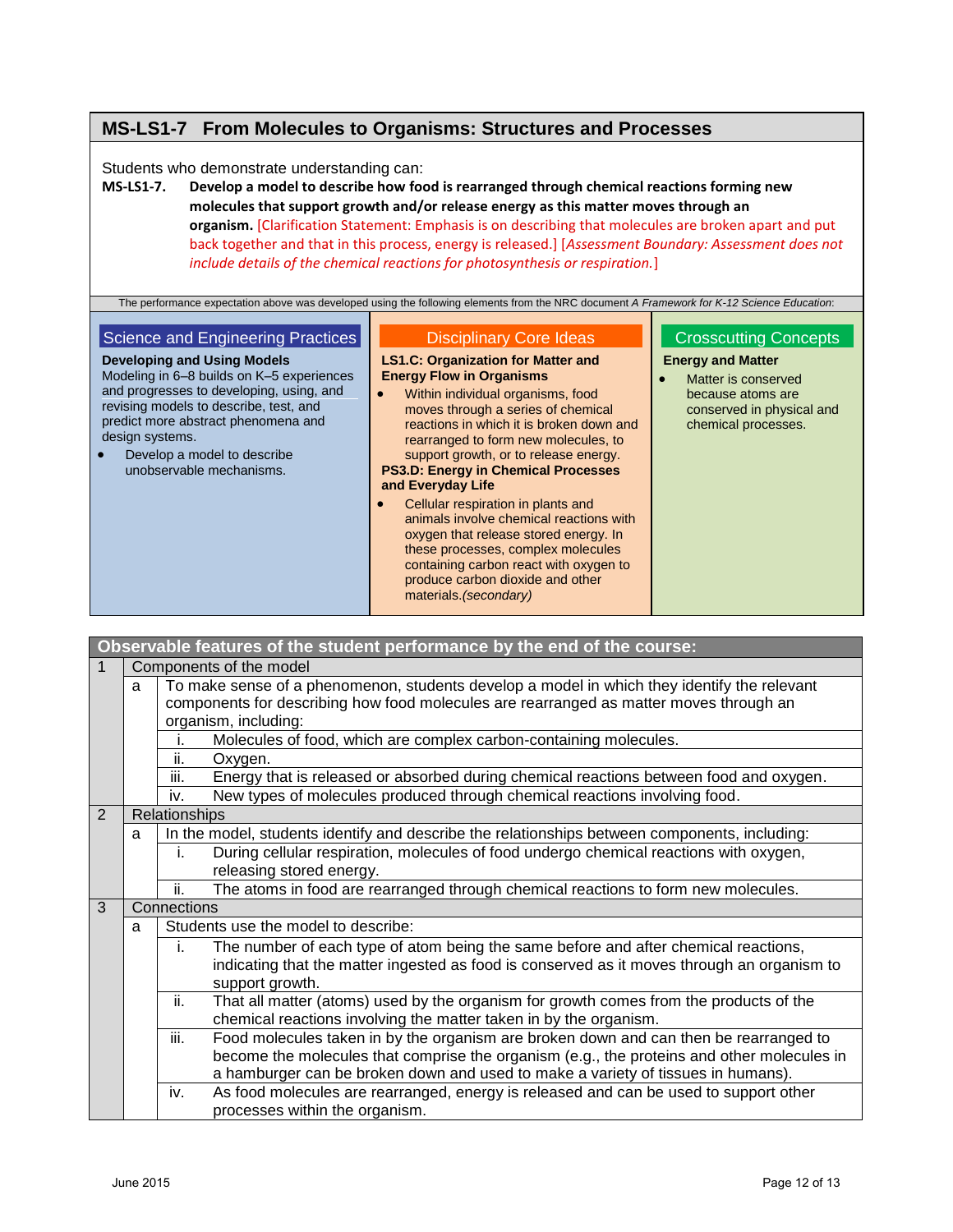## MS-LS1-7 From Molecules to Organisms: Structures and Processes

Students who demonstrate understanding can:

**MS-LS1-7. Develop a model to describe how food is rearranged through chemical reactions forming new molecules that support growth and/or release energy as this matter moves through an organism.** [Clarification Statement: Emphasis is on describing that molecules are broken apart and put back together and that in this process, energy is released.] [*Assessment Boundary: Assessment does not include details of the chemical reactions for photosynthesis or respiration.*]

The performance expectation above was developed using the following elements from the NRC document *A Framework for K-12 Science Education*:

### Science and Engineering Practices

**Developing and Using Models**

Modeling in 6–8 builds on K–5 experiences and progresses to developing, using, and revising models to describe, test, and predict more abstract phenomena and design systems.

- Develop a model to describe unobservable mechanisms.

### Disciplinary Core Ideas

**LS1.C: Organization for Matter and Energy Flow in Organisms**

- Within individual organisms, food moves through a series of chemical reactions in which it is broken down and rearranged to form new molecules, to support growth, or to release energy.

**PS3.D: Energy in Chemical Processes and Everyday Life**

- Cellular respiration in plants and animals involve chemical reactions with oxygen that release stored energy. In these processes, complex molecules containing carbon react with oxygen to produce carbon dioxide and other materials.*(secondary)*

### Crosscutting Concepts

**Energy and Matter**

- Matter is conserved because atoms are conserved in physical and chemical processes.

| Observable features of the student performance by the end of the course: | | | |
|---|---|---|---|
| 1 | Components of the model | | |
| | a | To make sense of a phenomenon, students develop a model in which they identify the relevant components for describing how food molecules are rearranged as matter moves through an organism, including: | |
| | | i. | Molecules of food, which are complex carbon-containing molecules. |
| | | ii. | Oxygen. |
| | | iii. | Energy that is released or absorbed during chemical reactions between food and oxygen. |
| | | iv. | New types of molecules produced through chemical reactions involving food. |
| 2 | Relationships | | |
| | a | In the model, students identify and describe the relationships between components, including: | |
| | | i. | During cellular respiration, molecules of food undergo chemical reactions with oxygen, releasing stored energy. |
| | | ii. | The atoms in food are rearranged through chemical reactions to form new molecules. |
| 3 | Connections | | |
| | a | Students use the model to describe: | |
| | | i. | The number of each type of atom being the same before and after chemical reactions, indicating that the matter ingested as food is conserved as it moves through an organism to support growth. |
| | | ii. | That all matter (atoms) used by the organism for growth comes from the products of the chemical reactions involving the matter taken in by the organism. |
| | | iii. | Food molecules taken in by the organism are broken down and can then be rearranged to become the molecules that comprise the organism (e.g., the proteins and other molecules in a hamburger can be broken down and used to make a variety of tissues in humans). |
| | | iv. | As food molecules are rearranged, energy is released and can be used to support other processes within the organism. |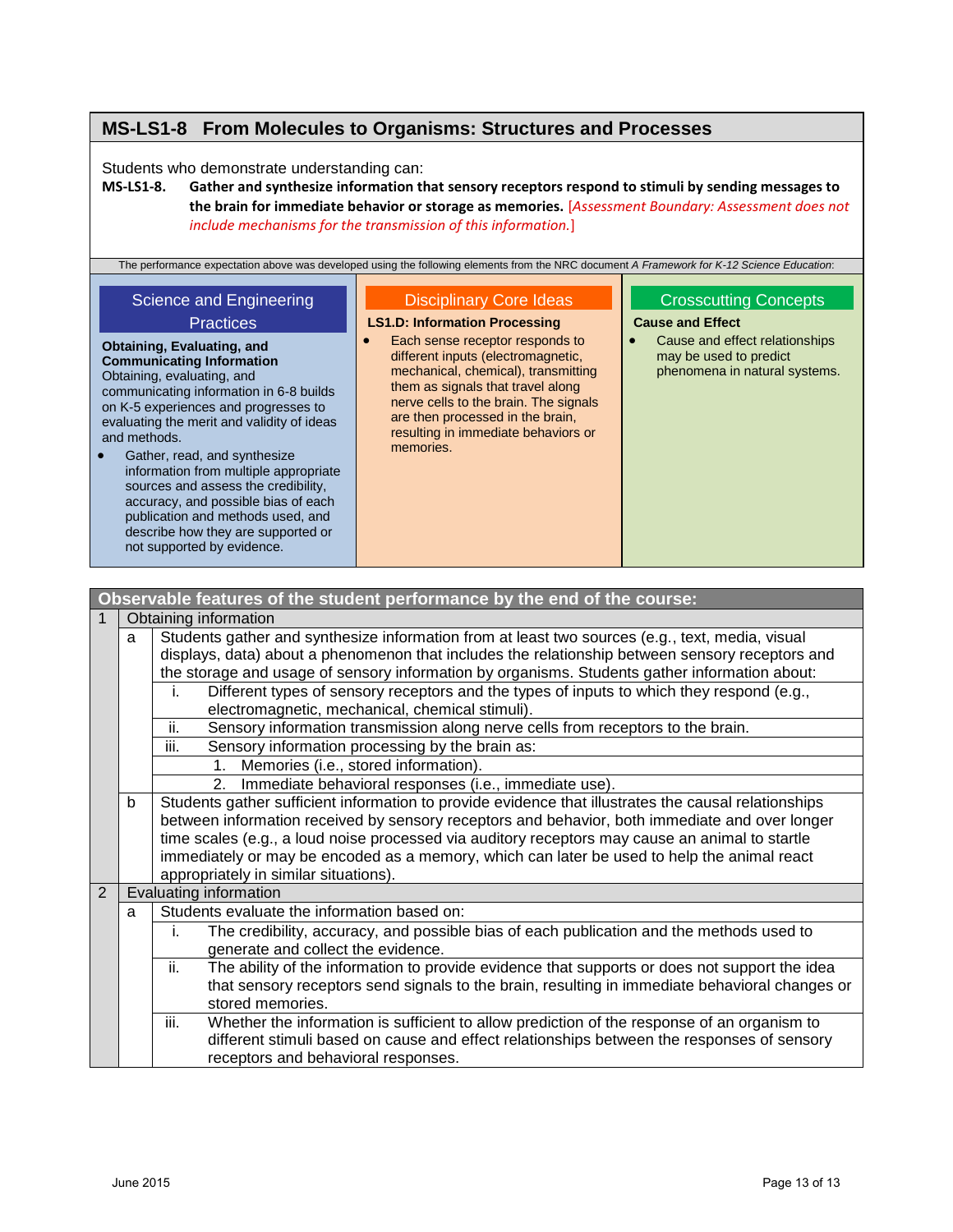## MS-LS1-8 From Molecules to Organisms: Structures and Processes

Students who demonstrate understanding can:

**MS-LS1-8. Gather and synthesize information that sensory receptors respond to stimuli by sending messages to the brain for immediate behavior or storage as memories.** [*Assessment Boundary: Assessment does not include mechanisms for the transmission of this information.*]

The performance expectation above was developed using the following elements from the NRC document *A Framework for K-12 Science Education*:

| Science and Engineering Practices | Disciplinary Core Ideas | Crosscutting Concepts |
|---|---|---|
| **Obtaining, Evaluating, and Communicating Information**<br>Obtaining, evaluating, and communicating information in 6-8 builds on K-5 experiences and progresses to evaluating the merit and validity of ideas and methods.<br>• Gather, read, and synthesize information from multiple appropriate sources and assess the credibility, accuracy, and possible bias of each publication and methods used, and describe how they are supported or not supported by evidence. | **LS1.D: Information Processing**<br>• Each sense receptor responds to different inputs (electromagnetic, mechanical, chemical), transmitting them as signals that travel along nerve cells to the brain. The signals are then processed in the brain, resulting in immediate behaviors or memories. | **Cause and Effect**<br>• Cause and effect relationships may be used to predict phenomena in natural systems. |

**Observable features of the student performance by the end of the course:**

1. Obtaining information
   a. Students gather and synthesize information from at least two sources (e.g., text, media, visual displays, data) about a phenomenon that includes the relationship between sensory receptors and the storage and usage of sensory information by organisms. Students gather information about:
      i. Different types of sensory receptors and the types of inputs to which they respond (e.g., electromagnetic, mechanical, chemical stimuli).
      ii. Sensory information transmission along nerve cells from receptors to the brain.
      iii. Sensory information processing by the brain as:
         1. Memories (i.e., stored information).
         2. Immediate behavioral responses (i.e., immediate use).
   b. Students gather sufficient information to provide evidence that illustrates the causal relationships between information received by sensory receptors and behavior, both immediate and over longer time scales (e.g., a loud noise processed via auditory receptors may cause an animal to startle immediately or may be encoded as a memory, which can later be used to help the animal react appropriately in similar situations).
2. Evaluating information
   a. Students evaluate the information based on:
      i. The credibility, accuracy, and possible bias of each publication and the methods used to generate and collect the evidence.
      ii. The ability of the information to provide evidence that supports or does not support the idea that sensory receptors send signals to the brain, resulting in immediate behavioral changes or stored memories.
      iii. Whether the information is sufficient to allow prediction of the response of an organism to different stimuli based on cause and effect relationships between the responses of sensory receptors and behavioral responses.

June 2015